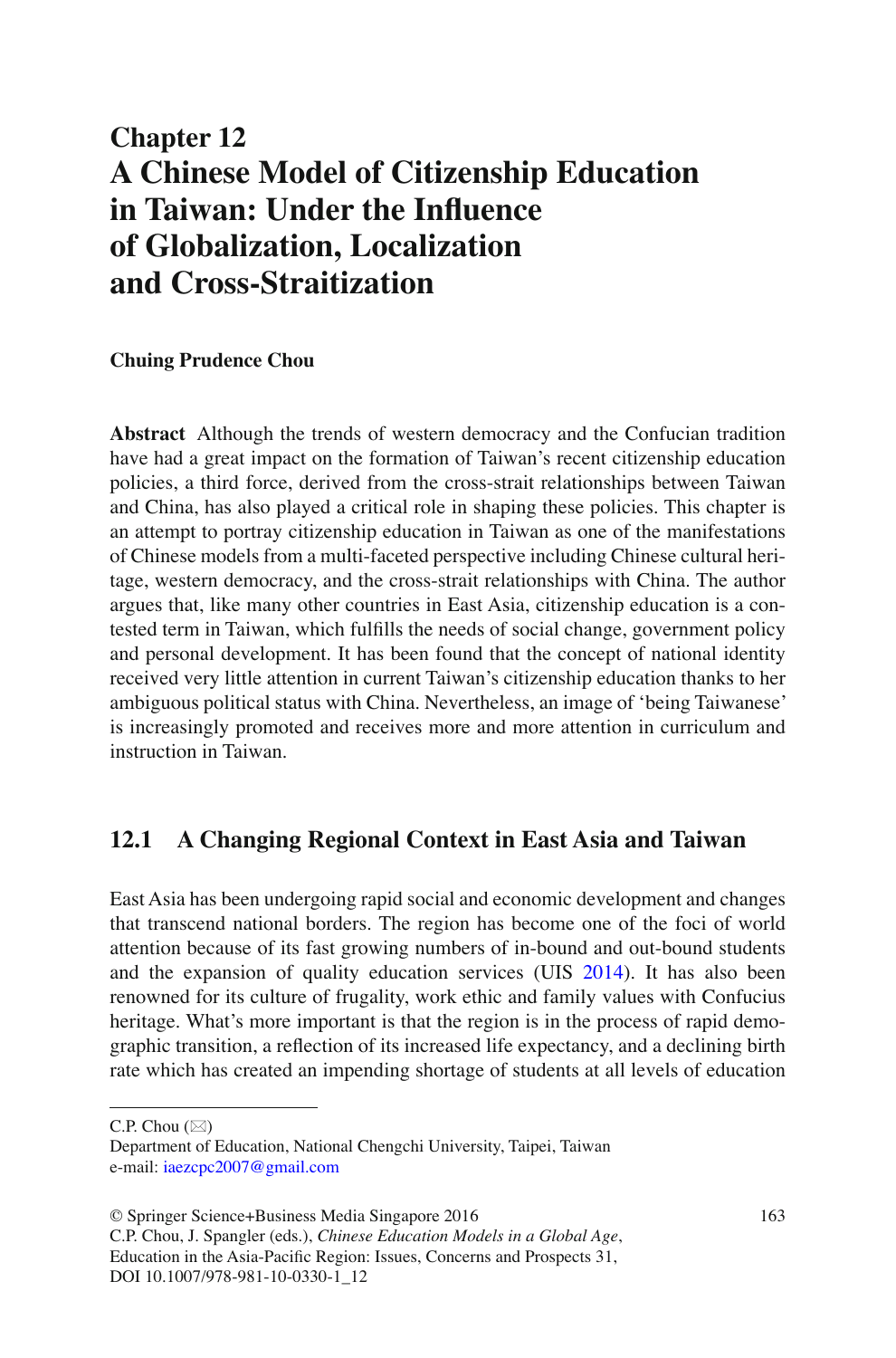# Chapter 12
# A Chinese Model of Citizenship Education in Taiwan: Under the Influence of Globalization, Localization and Cross-Straitization

**Chuing Prudence Chou**

**Abstract** Although the trends of western democracy and the Confucian tradition have had a great impact on the formation of Taiwan's recent citizenship education policies, a third force, derived from the cross-strait relationships between Taiwan and China, has also played a critical role in shaping these policies. This chapter is an attempt to portray citizenship education in Taiwan as one of the manifestations of Chinese models from a multi-faceted perspective including Chinese cultural heritage, western democracy, and the cross-strait relationships with China. The author argues that, like many other countries in East Asia, citizenship education is a contested term in Taiwan, which fulfills the needs of social change, government policy and personal development. It has been found that the concept of national identity received very little attention in current Taiwan's citizenship education thanks to her ambiguous political status with China. Nevertheless, an image of 'being Taiwanese' is increasingly promoted and receives more and more attention in curriculum and instruction in Taiwan.

## 12.1 A Changing Regional Context in East Asia and Taiwan

East Asia has been undergoing rapid social and economic development and changes that transcend national borders. The region has become one of the foci of world attention because of its fast growing numbers of in-bound and out-bound students and the expansion of quality education services (UIS 2014). It has also been renowned for its culture of frugality, work ethic and family values with Confucius heritage. What's more important is that the region is in the process of rapid demographic transition, a reflection of its increased life expectancy, and a declining birth rate which has created an impending shortage of students at all levels of education

---

C.P. Chou (✉)
Department of Education, National Chengchi University, Taipei, Taiwan
e-mail: iaezcpc2007@gmail.com

© Springer Science+Business Media Singapore 2016
C.P. Chou, J. Spangler (eds.), *Chinese Education Models in a Global Age*, Education in the Asia-Pacific Region: Issues, Concerns and Prospects 31, DOI 10.1007/978-981-10-0330-1_12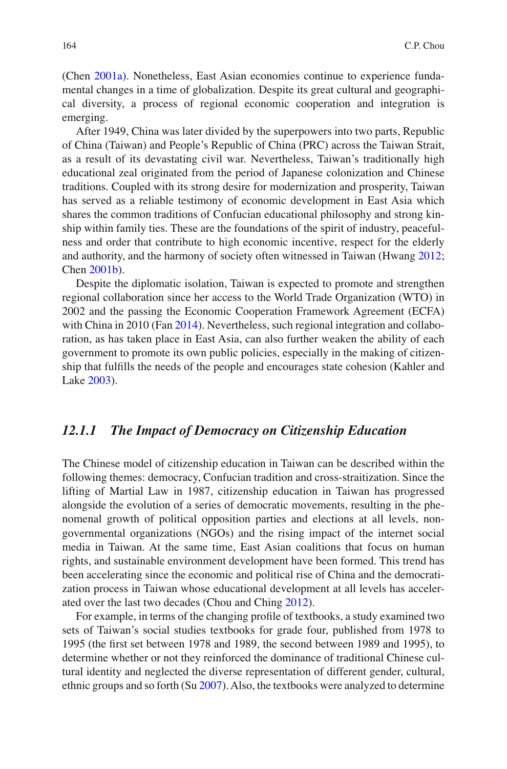(Chen 2001a). Nonetheless, East Asian economies continue to experience fundamental changes in a time of globalization. Despite its great cultural and geographical diversity, a process of regional economic cooperation and integration is emerging.

After 1949, China was later divided by the superpowers into two parts, Republic of China (Taiwan) and People's Republic of China (PRC) across the Taiwan Strait, as a result of its devastating civil war. Nevertheless, Taiwan's traditionally high educational zeal originated from the period of Japanese colonization and Chinese traditions. Coupled with its strong desire for modernization and prosperity, Taiwan has served as a reliable testimony of economic development in East Asia which shares the common traditions of Confucian educational philosophy and strong kinship within family ties. These are the foundations of the spirit of industry, peacefulness and order that contribute to high economic incentive, respect for the elderly and authority, and the harmony of society often witnessed in Taiwan (Hwang 2012; Chen 2001b).

Despite the diplomatic isolation, Taiwan is expected to promote and strengthen regional collaboration since her access to the World Trade Organization (WTO) in 2002 and the passing the Economic Cooperation Framework Agreement (ECFA) with China in 2010 (Fan 2014). Nevertheless, such regional integration and collaboration, as has taken place in East Asia, can also further weaken the ability of each government to promote its own public policies, especially in the making of citizenship that fulfills the needs of the people and encourages state cohesion (Kahler and Lake 2003).

### *12.1.1 The Impact of Democracy on Citizenship Education*

The Chinese model of citizenship education in Taiwan can be described within the following themes: democracy, Confucian tradition and cross-straitization. Since the lifting of Martial Law in 1987, citizenship education in Taiwan has progressed alongside the evolution of a series of democratic movements, resulting in the phenomenal growth of political opposition parties and elections at all levels, non-governmental organizations (NGOs) and the rising impact of the internet social media in Taiwan. At the same time, East Asian coalitions that focus on human rights, and sustainable environment development have been formed. This trend has been accelerating since the economic and political rise of China and the democratization process in Taiwan whose educational development at all levels has accelerated over the last two decades (Chou and Ching 2012).

For example, in terms of the changing profile of textbooks, a study examined two sets of Taiwan's social studies textbooks for grade four, published from 1978 to 1995 (the first set between 1978 and 1989, the second between 1989 and 1995), to determine whether or not they reinforced the dominance of traditional Chinese cultural identity and neglected the diverse representation of different gender, cultural, ethnic groups and so forth (Su 2007). Also, the textbooks were analyzed to determine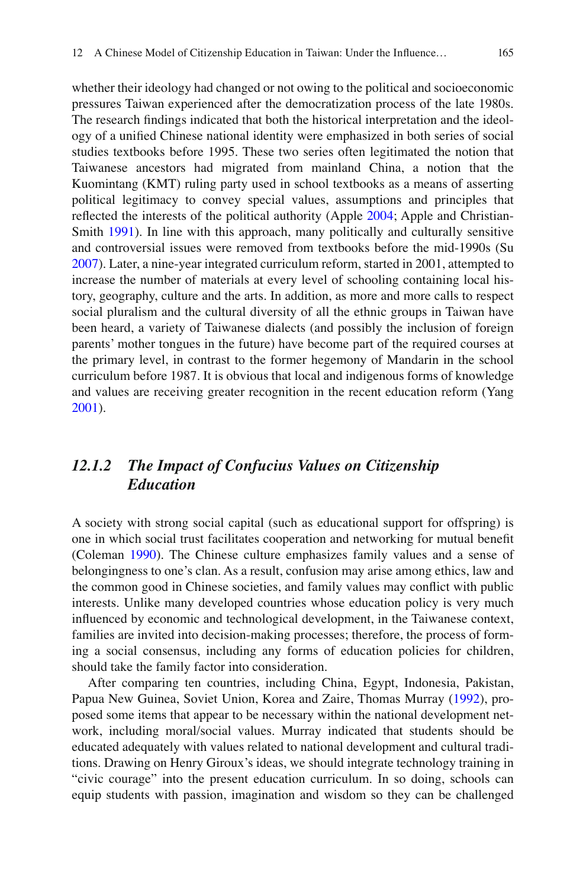whether their ideology had changed or not owing to the political and socioeconomic pressures Taiwan experienced after the democratization process of the late 1980s. The research findings indicated that both the historical interpretation and the ideology of a unified Chinese national identity were emphasized in both series of social studies textbooks before 1995. These two series often legitimated the notion that Taiwanese ancestors had migrated from mainland China, a notion that the Kuomintang (KMT) ruling party used in school textbooks as a means of asserting political legitimacy to convey special values, assumptions and principles that reflected the interests of the political authority (Apple 2004; Apple and Christian-Smith 1991). In line with this approach, many politically and culturally sensitive and controversial issues were removed from textbooks before the mid-1990s (Su 2007). Later, a nine-year integrated curriculum reform, started in 2001, attempted to increase the number of materials at every level of schooling containing local history, geography, culture and the arts. In addition, as more and more calls to respect social pluralism and the cultural diversity of all the ethnic groups in Taiwan have been heard, a variety of Taiwanese dialects (and possibly the inclusion of foreign parents' mother tongues in the future) have become part of the required courses at the primary level, in contrast to the former hegemony of Mandarin in the school curriculum before 1987. It is obvious that local and indigenous forms of knowledge and values are receiving greater recognition in the recent education reform (Yang 2001).

### *12.1.2 The Impact of Confucius Values on Citizenship Education*

A society with strong social capital (such as educational support for offspring) is one in which social trust facilitates cooperation and networking for mutual benefit (Coleman 1990). The Chinese culture emphasizes family values and a sense of belongingness to one's clan. As a result, confusion may arise among ethics, law and the common good in Chinese societies, and family values may conflict with public interests. Unlike many developed countries whose education policy is very much influenced by economic and technological development, in the Taiwanese context, families are invited into decision-making processes; therefore, the process of forming a social consensus, including any forms of education policies for children, should take the family factor into consideration.

After comparing ten countries, including China, Egypt, Indonesia, Pakistan, Papua New Guinea, Soviet Union, Korea and Zaire, Thomas Murray (1992), proposed some items that appear to be necessary within the national development network, including moral/social values. Murray indicated that students should be educated adequately with values related to national development and cultural traditions. Drawing on Henry Giroux's ideas, we should integrate technology training in "civic courage" into the present education curriculum. In so doing, schools can equip students with passion, imagination and wisdom so they can be challenged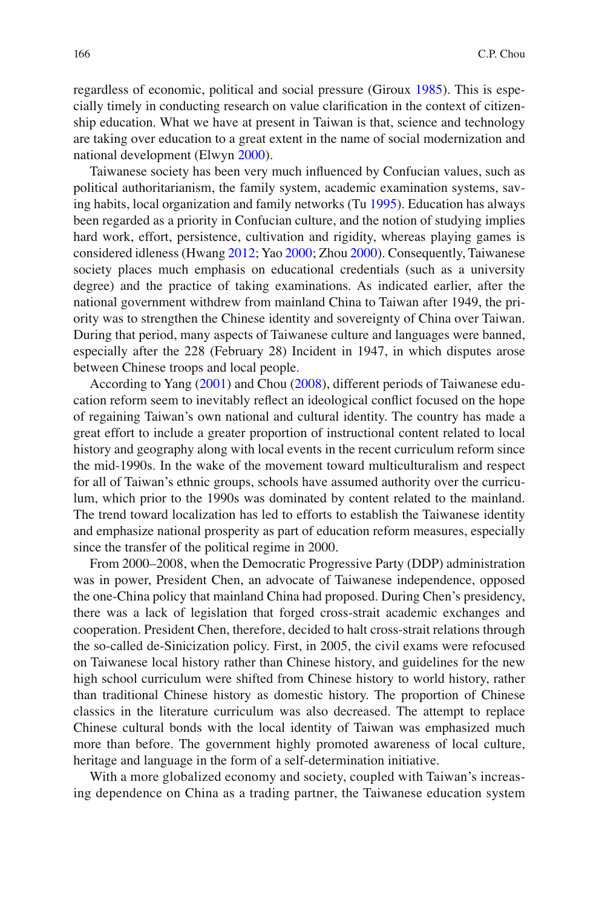regardless of economic, political and social pressure (Giroux 1985). This is especially timely in conducting research on value clarification in the context of citizenship education. What we have at present in Taiwan is that, science and technology are taking over education to a great extent in the name of social modernization and national development (Elwyn 2000).

Taiwanese society has been very much influenced by Confucian values, such as political authoritarianism, the family system, academic examination systems, saving habits, local organization and family networks (Tu 1995). Education has always been regarded as a priority in Confucian culture, and the notion of studying implies hard work, effort, persistence, cultivation and rigidity, whereas playing games is considered idleness (Hwang 2012; Yao 2000; Zhou 2000). Consequently, Taiwanese society places much emphasis on educational credentials (such as a university degree) and the practice of taking examinations. As indicated earlier, after the national government withdrew from mainland China to Taiwan after 1949, the priority was to strengthen the Chinese identity and sovereignty of China over Taiwan. During that period, many aspects of Taiwanese culture and languages were banned, especially after the 228 (February 28) Incident in 1947, in which disputes arose between Chinese troops and local people.

According to Yang (2001) and Chou (2008), different periods of Taiwanese education reform seem to inevitably reflect an ideological conflict focused on the hope of regaining Taiwan's own national and cultural identity. The country has made a great effort to include a greater proportion of instructional content related to local history and geography along with local events in the recent curriculum reform since the mid-1990s. In the wake of the movement toward multiculturalism and respect for all of Taiwan's ethnic groups, schools have assumed authority over the curriculum, which prior to the 1990s was dominated by content related to the mainland. The trend toward localization has led to efforts to establish the Taiwanese identity and emphasize national prosperity as part of education reform measures, especially since the transfer of the political regime in 2000.

From 2000–2008, when the Democratic Progressive Party (DDP) administration was in power, President Chen, an advocate of Taiwanese independence, opposed the one-China policy that mainland China had proposed. During Chen's presidency, there was a lack of legislation that forged cross-strait academic exchanges and cooperation. President Chen, therefore, decided to halt cross-strait relations through the so-called de-Sinicization policy. First, in 2005, the civil exams were refocused on Taiwanese local history rather than Chinese history, and guidelines for the new high school curriculum were shifted from Chinese history to world history, rather than traditional Chinese history as domestic history. The proportion of Chinese classics in the literature curriculum was also decreased. The attempt to replace Chinese cultural bonds with the local identity of Taiwan was emphasized much more than before. The government highly promoted awareness of local culture, heritage and language in the form of a self-determination initiative.

With a more globalized economy and society, coupled with Taiwan's increasing dependence on China as a trading partner, the Taiwanese education system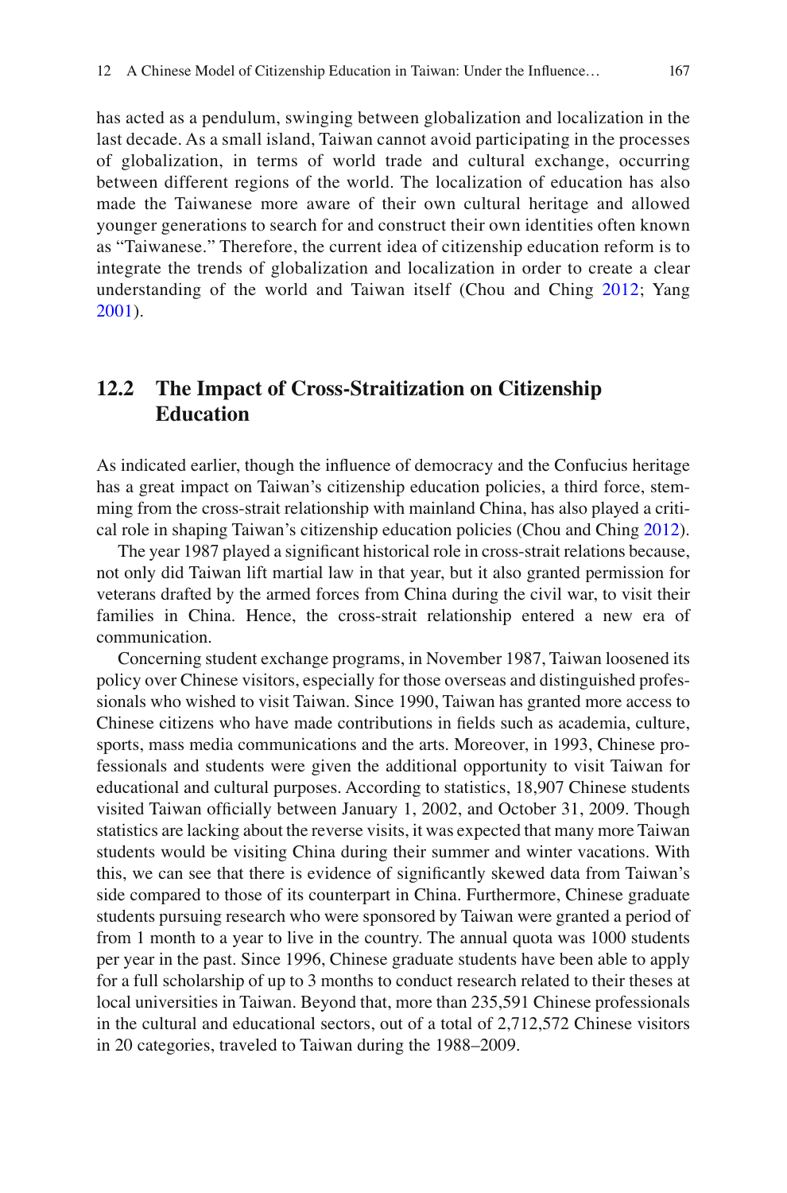has acted as a pendulum, swinging between globalization and localization in the last decade. As a small island, Taiwan cannot avoid participating in the processes of globalization, in terms of world trade and cultural exchange, occurring between different regions of the world. The localization of education has also made the Taiwanese more aware of their own cultural heritage and allowed younger generations to search for and construct their own identities often known as "Taiwanese." Therefore, the current idea of citizenship education reform is to integrate the trends of globalization and localization in order to create a clear understanding of the world and Taiwan itself (Chou and Ching 2012; Yang 2001).

## 12.2 The Impact of Cross-Straitization on Citizenship Education

As indicated earlier, though the influence of democracy and the Confucius heritage has a great impact on Taiwan's citizenship education policies, a third force, stemming from the cross-strait relationship with mainland China, has also played a critical role in shaping Taiwan's citizenship education policies (Chou and Ching 2012).

The year 1987 played a significant historical role in cross-strait relations because, not only did Taiwan lift martial law in that year, but it also granted permission for veterans drafted by the armed forces from China during the civil war, to visit their families in China. Hence, the cross-strait relationship entered a new era of communication.

Concerning student exchange programs, in November 1987, Taiwan loosened its policy over Chinese visitors, especially for those overseas and distinguished professionals who wished to visit Taiwan. Since 1990, Taiwan has granted more access to Chinese citizens who have made contributions in fields such as academia, culture, sports, mass media communications and the arts. Moreover, in 1993, Chinese professionals and students were given the additional opportunity to visit Taiwan for educational and cultural purposes. According to statistics, 18,907 Chinese students visited Taiwan officially between January 1, 2002, and October 31, 2009. Though statistics are lacking about the reverse visits, it was expected that many more Taiwan students would be visiting China during their summer and winter vacations. With this, we can see that there is evidence of significantly skewed data from Taiwan's side compared to those of its counterpart in China. Furthermore, Chinese graduate students pursuing research who were sponsored by Taiwan were granted a period of from 1 month to a year to live in the country. The annual quota was 1000 students per year in the past. Since 1996, Chinese graduate students have been able to apply for a full scholarship of up to 3 months to conduct research related to their theses at local universities in Taiwan. Beyond that, more than 235,591 Chinese professionals in the cultural and educational sectors, out of a total of 2,712,572 Chinese visitors in 20 categories, traveled to Taiwan during the 1988–2009.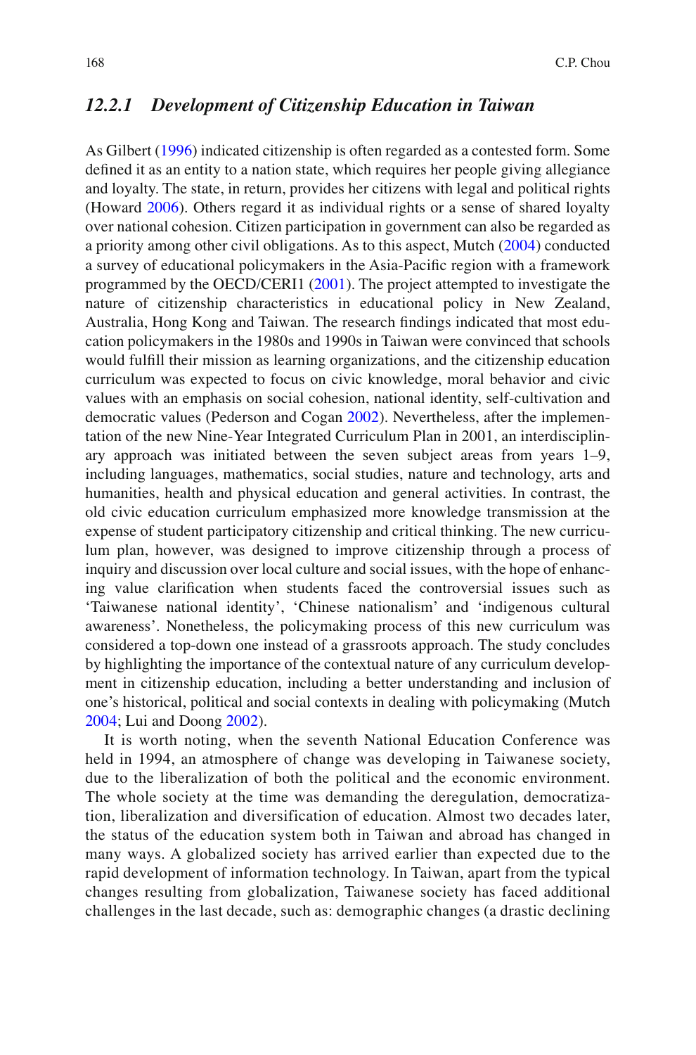### *12.2.1 Development of Citizenship Education in Taiwan*

As Gilbert (1996) indicated citizenship is often regarded as a contested form. Some defined it as an entity to a nation state, which requires her people giving allegiance and loyalty. The state, in return, provides her citizens with legal and political rights (Howard 2006). Others regard it as individual rights or a sense of shared loyalty over national cohesion. Citizen participation in government can also be regarded as a priority among other civil obligations. As to this aspect, Mutch (2004) conducted a survey of educational policymakers in the Asia-Pacific region with a framework programmed by the OECD/CERI1 (2001). The project attempted to investigate the nature of citizenship characteristics in educational policy in New Zealand, Australia, Hong Kong and Taiwan. The research findings indicated that most education policymakers in the 1980s and 1990s in Taiwan were convinced that schools would fulfill their mission as learning organizations, and the citizenship education curriculum was expected to focus on civic knowledge, moral behavior and civic values with an emphasis on social cohesion, national identity, self-cultivation and democratic values (Pederson and Cogan 2002). Nevertheless, after the implementation of the new Nine-Year Integrated Curriculum Plan in 2001, an interdisciplinary approach was initiated between the seven subject areas from years 1–9, including languages, mathematics, social studies, nature and technology, arts and humanities, health and physical education and general activities. In contrast, the old civic education curriculum emphasized more knowledge transmission at the expense of student participatory citizenship and critical thinking. The new curriculum plan, however, was designed to improve citizenship through a process of inquiry and discussion over local culture and social issues, with the hope of enhancing value clarification when students faced the controversial issues such as 'Taiwanese national identity', 'Chinese nationalism' and 'indigenous cultural awareness'. Nonetheless, the policymaking process of this new curriculum was considered a top-down one instead of a grassroots approach. The study concludes by highlighting the importance of the contextual nature of any curriculum development in citizenship education, including a better understanding and inclusion of one's historical, political and social contexts in dealing with policymaking (Mutch 2004; Lui and Doong 2002).

It is worth noting, when the seventh National Education Conference was held in 1994, an atmosphere of change was developing in Taiwanese society, due to the liberalization of both the political and the economic environment. The whole society at the time was demanding the deregulation, democratization, liberalization and diversification of education. Almost two decades later, the status of the education system both in Taiwan and abroad has changed in many ways. A globalized society has arrived earlier than expected due to the rapid development of information technology. In Taiwan, apart from the typical changes resulting from globalization, Taiwanese society has faced additional challenges in the last decade, such as: demographic changes (a drastic declining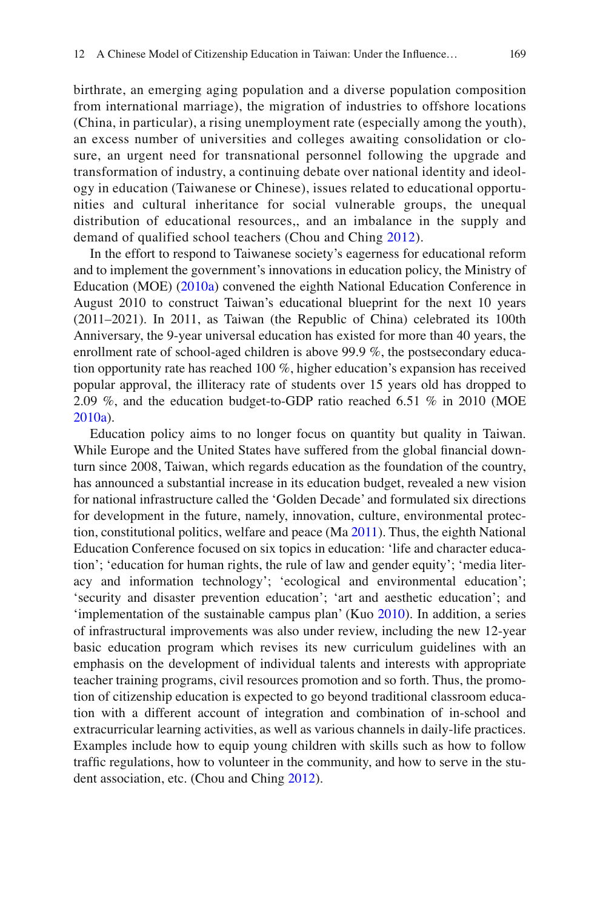birthrate, an emerging aging population and a diverse population composition from international marriage), the migration of industries to offshore locations (China, in particular), a rising unemployment rate (especially among the youth), an excess number of universities and colleges awaiting consolidation or closure, an urgent need for transnational personnel following the upgrade and transformation of industry, a continuing debate over national identity and ideology in education (Taiwanese or Chinese), issues related to educational opportunities and cultural inheritance for social vulnerable groups, the unequal distribution of educational resources,, and an imbalance in the supply and demand of qualified school teachers (Chou and Ching 2012).

In the effort to respond to Taiwanese society's eagerness for educational reform and to implement the government's innovations in education policy, the Ministry of Education (MOE) (2010a) convened the eighth National Education Conference in August 2010 to construct Taiwan's educational blueprint for the next 10 years (2011–2021). In 2011, as Taiwan (the Republic of China) celebrated its 100th Anniversary, the 9-year universal education has existed for more than 40 years, the enrollment rate of school-aged children is above 99.9 %, the postsecondary education opportunity rate has reached 100 %, higher education's expansion has received popular approval, the illiteracy rate of students over 15 years old has dropped to 2.09 %, and the education budget-to-GDP ratio reached 6.51 % in 2010 (MOE 2010a).

Education policy aims to no longer focus on quantity but quality in Taiwan. While Europe and the United States have suffered from the global financial downturn since 2008, Taiwan, which regards education as the foundation of the country, has announced a substantial increase in its education budget, revealed a new vision for national infrastructure called the 'Golden Decade' and formulated six directions for development in the future, namely, innovation, culture, environmental protection, constitutional politics, welfare and peace (Ma 2011). Thus, the eighth National Education Conference focused on six topics in education: 'life and character education'; 'education for human rights, the rule of law and gender equity'; 'media literacy and information technology'; 'ecological and environmental education'; 'security and disaster prevention education'; 'art and aesthetic education'; and 'implementation of the sustainable campus plan' (Kuo 2010). In addition, a series of infrastructural improvements was also under review, including the new 12-year basic education program which revises its new curriculum guidelines with an emphasis on the development of individual talents and interests with appropriate teacher training programs, civil resources promotion and so forth. Thus, the promotion of citizenship education is expected to go beyond traditional classroom education with a different account of integration and combination of in-school and extracurricular learning activities, as well as various channels in daily-life practices. Examples include how to equip young children with skills such as how to follow traffic regulations, how to volunteer in the community, and how to serve in the student association, etc. (Chou and Ching 2012).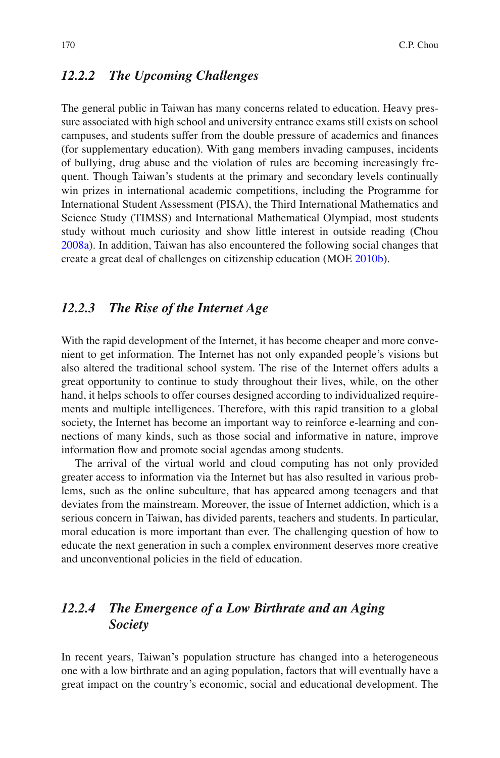### *12.2.2 The Upcoming Challenges*

The general public in Taiwan has many concerns related to education. Heavy pressure associated with high school and university entrance exams still exists on school campuses, and students suffer from the double pressure of academics and finances (for supplementary education). With gang members invading campuses, incidents of bullying, drug abuse and the violation of rules are becoming increasingly frequent. Though Taiwan's students at the primary and secondary levels continually win prizes in international academic competitions, including the Programme for International Student Assessment (PISA), the Third International Mathematics and Science Study (TIMSS) and International Mathematical Olympiad, most students study without much curiosity and show little interest in outside reading (Chou 2008a). In addition, Taiwan has also encountered the following social changes that create a great deal of challenges on citizenship education (MOE 2010b).

### *12.2.3 The Rise of the Internet Age*

With the rapid development of the Internet, it has become cheaper and more convenient to get information. The Internet has not only expanded people's visions but also altered the traditional school system. The rise of the Internet offers adults a great opportunity to continue to study throughout their lives, while, on the other hand, it helps schools to offer courses designed according to individualized requirements and multiple intelligences. Therefore, with this rapid transition to a global society, the Internet has become an important way to reinforce e-learning and connections of many kinds, such as those social and informative in nature, improve information flow and promote social agendas among students.

The arrival of the virtual world and cloud computing has not only provided greater access to information via the Internet but has also resulted in various problems, such as the online subculture, that has appeared among teenagers and that deviates from the mainstream. Moreover, the issue of Internet addiction, which is a serious concern in Taiwan, has divided parents, teachers and students. In particular, moral education is more important than ever. The challenging question of how to educate the next generation in such a complex environment deserves more creative and unconventional policies in the field of education.

### *12.2.4 The Emergence of a Low Birthrate and an Aging Society*

In recent years, Taiwan's population structure has changed into a heterogeneous one with a low birthrate and an aging population, factors that will eventually have a great impact on the country's economic, social and educational development. The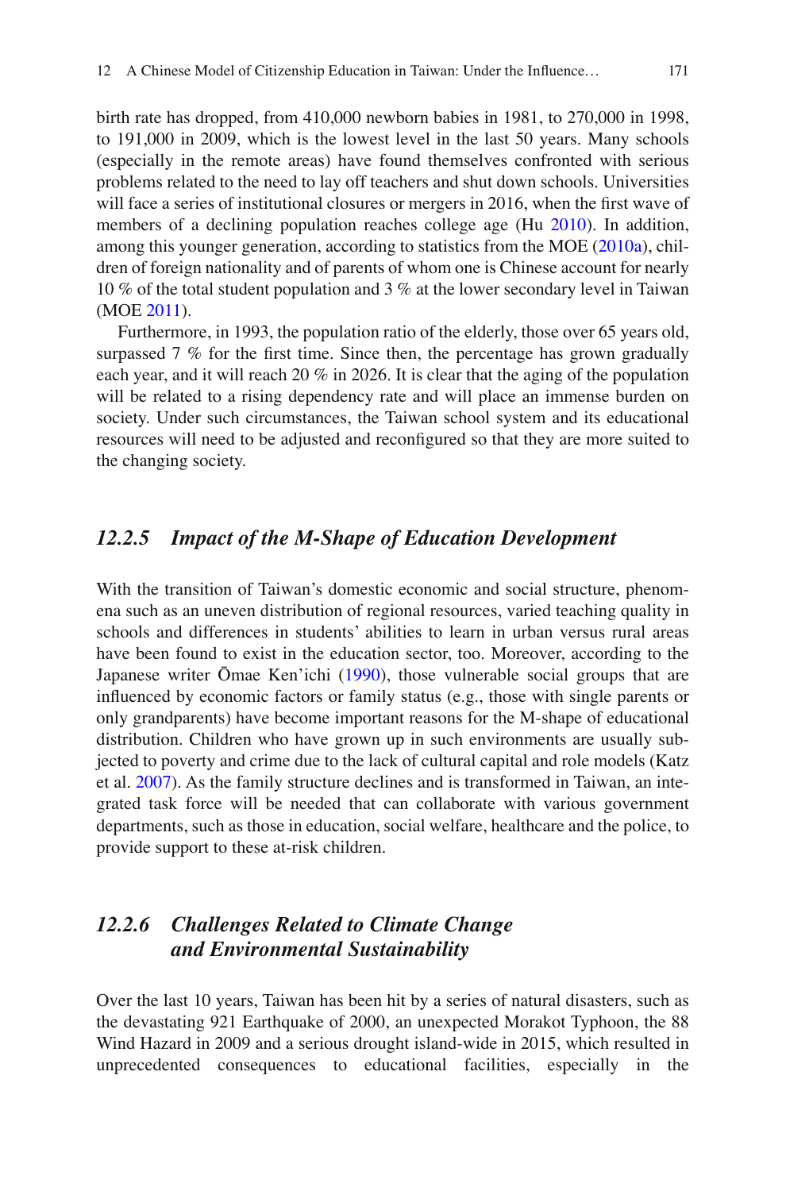birth rate has dropped, from 410,000 newborn babies in 1981, to 270,000 in 1998, to 191,000 in 2009, which is the lowest level in the last 50 years. Many schools (especially in the remote areas) have found themselves confronted with serious problems related to the need to lay off teachers and shut down schools. Universities will face a series of institutional closures or mergers in 2016, when the first wave of members of a declining population reaches college age (Hu 2010). In addition, among this younger generation, according to statistics from the MOE (2010a), children of foreign nationality and of parents of whom one is Chinese account for nearly 10 % of the total student population and 3 % at the lower secondary level in Taiwan (MOE 2011).

Furthermore, in 1993, the population ratio of the elderly, those over 65 years old, surpassed 7 % for the first time. Since then, the percentage has grown gradually each year, and it will reach 20 % in 2026. It is clear that the aging of the population will be related to a rising dependency rate and will place an immense burden on society. Under such circumstances, the Taiwan school system and its educational resources will need to be adjusted and reconfigured so that they are more suited to the changing society.

### *12.2.5 Impact of the M-Shape of Education Development*

With the transition of Taiwan's domestic economic and social structure, phenomena such as an uneven distribution of regional resources, varied teaching quality in schools and differences in students' abilities to learn in urban versus rural areas have been found to exist in the education sector, too. Moreover, according to the Japanese writer Ōmae Ken'ichi (1990), those vulnerable social groups that are influenced by economic factors or family status (e.g., those with single parents or only grandparents) have become important reasons for the M-shape of educational distribution. Children who have grown up in such environments are usually subjected to poverty and crime due to the lack of cultural capital and role models (Katz et al. 2007). As the family structure declines and is transformed in Taiwan, an integrated task force will be needed that can collaborate with various government departments, such as those in education, social welfare, healthcare and the police, to provide support to these at-risk children.

### *12.2.6 Challenges Related to Climate Change and Environmental Sustainability*

Over the last 10 years, Taiwan has been hit by a series of natural disasters, such as the devastating 921 Earthquake of 2000, an unexpected Morakot Typhoon, the 88 Wind Hazard in 2009 and a serious drought island-wide in 2015, which resulted in unprecedented consequences to educational facilities, especially in the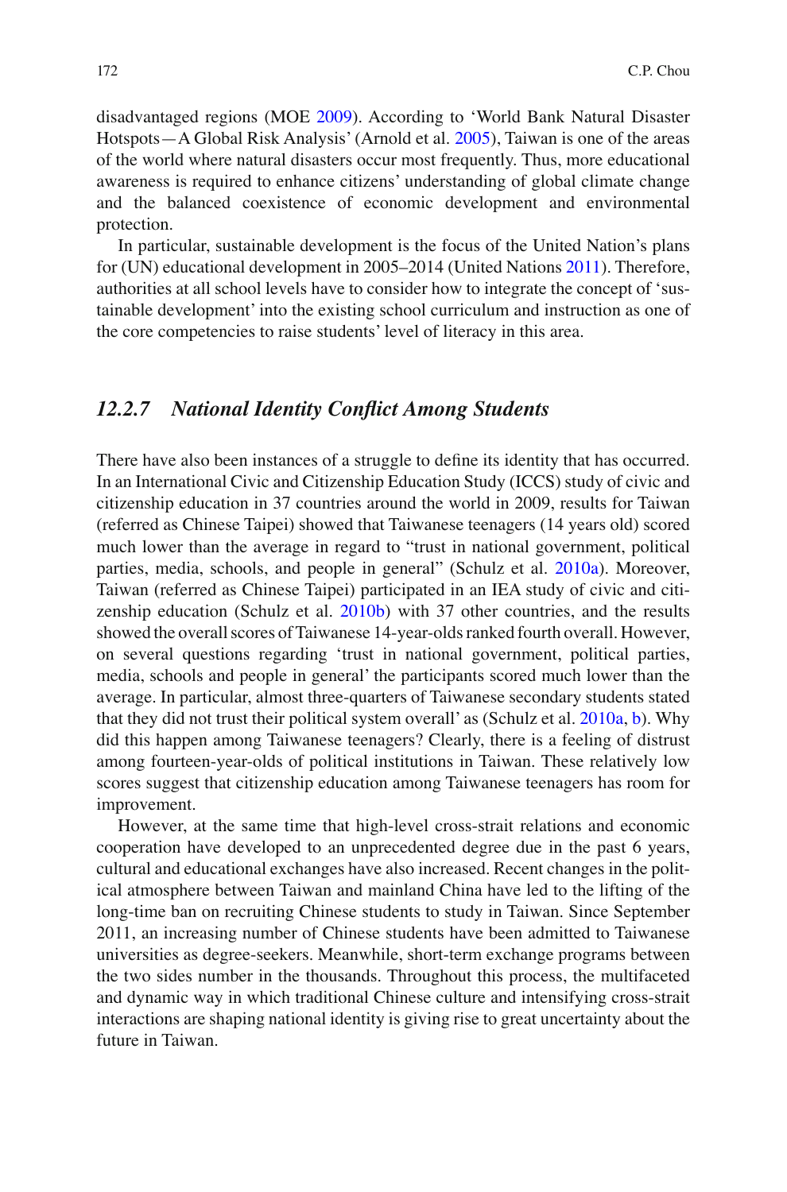disadvantaged regions (MOE 2009). According to 'World Bank Natural Disaster Hotspots—A Global Risk Analysis' (Arnold et al. 2005), Taiwan is one of the areas of the world where natural disasters occur most frequently. Thus, more educational awareness is required to enhance citizens' understanding of global climate change and the balanced coexistence of economic development and environmental protection.

In particular, sustainable development is the focus of the United Nation's plans for (UN) educational development in 2005–2014 (United Nations 2011). Therefore, authorities at all school levels have to consider how to integrate the concept of 'sustainable development' into the existing school curriculum and instruction as one of the core competencies to raise students' level of literacy in this area.

### *12.2.7 National Identity Conflict Among Students*

There have also been instances of a struggle to define its identity that has occurred. In an International Civic and Citizenship Education Study (ICCS) study of civic and citizenship education in 37 countries around the world in 2009, results for Taiwan (referred as Chinese Taipei) showed that Taiwanese teenagers (14 years old) scored much lower than the average in regard to "trust in national government, political parties, media, schools, and people in general" (Schulz et al. 2010a). Moreover, Taiwan (referred as Chinese Taipei) participated in an IEA study of civic and citizenship education (Schulz et al. 2010b) with 37 other countries, and the results showed the overall scores of Taiwanese 14-year-olds ranked fourth overall. However, on several questions regarding 'trust in national government, political parties, media, schools and people in general' the participants scored much lower than the average. In particular, almost three-quarters of Taiwanese secondary students stated that they did not trust their political system overall' as (Schulz et al. 2010a, b). Why did this happen among Taiwanese teenagers? Clearly, there is a feeling of distrust among fourteen-year-olds of political institutions in Taiwan. These relatively low scores suggest that citizenship education among Taiwanese teenagers has room for improvement.

However, at the same time that high-level cross-strait relations and economic cooperation have developed to an unprecedented degree due in the past 6 years, cultural and educational exchanges have also increased. Recent changes in the political atmosphere between Taiwan and mainland China have led to the lifting of the long-time ban on recruiting Chinese students to study in Taiwan. Since September 2011, an increasing number of Chinese students have been admitted to Taiwanese universities as degree-seekers. Meanwhile, short-term exchange programs between the two sides number in the thousands. Throughout this process, the multifaceted and dynamic way in which traditional Chinese culture and intensifying cross-strait interactions are shaping national identity is giving rise to great uncertainty about the future in Taiwan.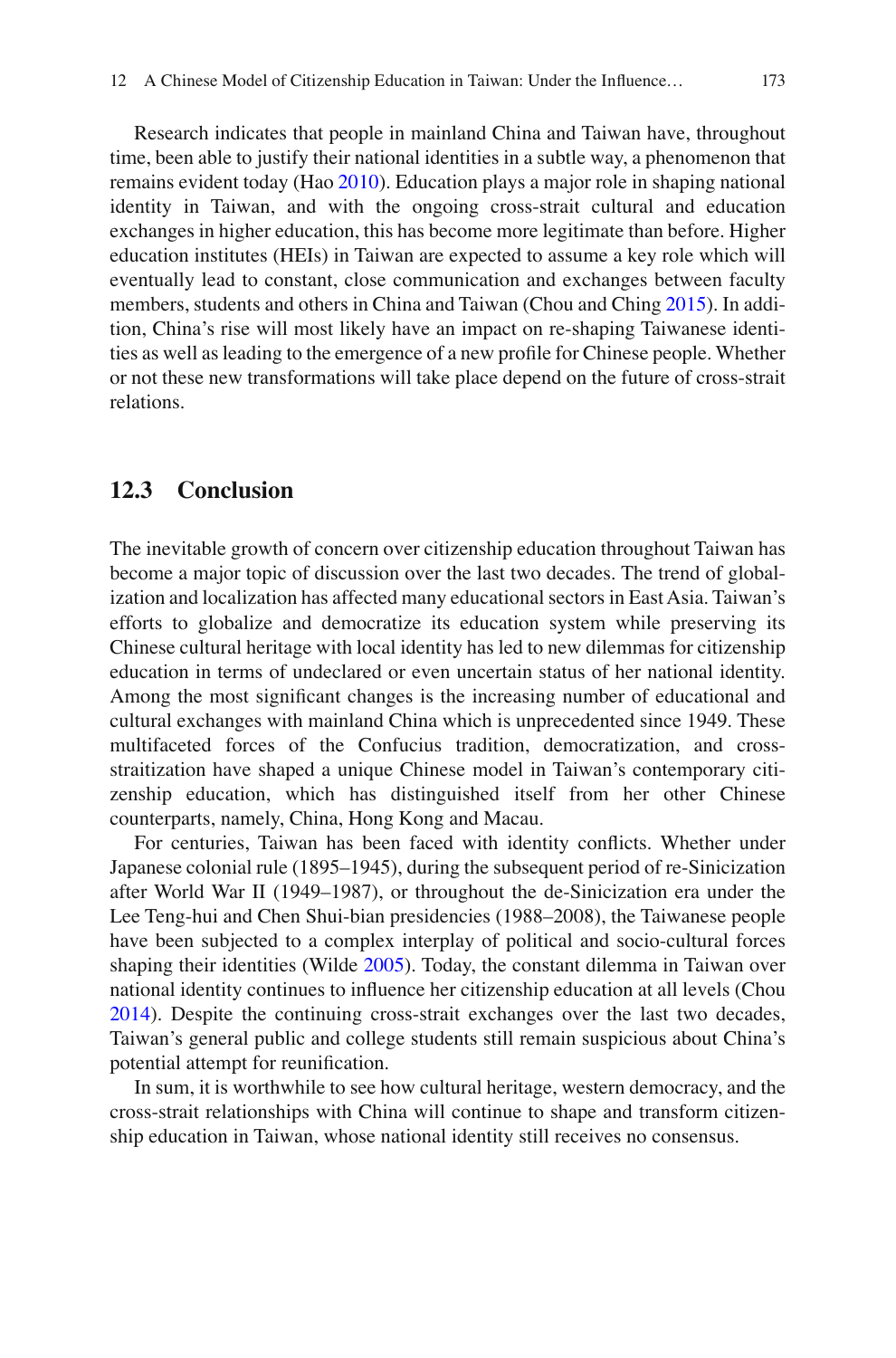Research indicates that people in mainland China and Taiwan have, throughout time, been able to justify their national identities in a subtle way, a phenomenon that remains evident today (Hao 2010). Education plays a major role in shaping national identity in Taiwan, and with the ongoing cross-strait cultural and education exchanges in higher education, this has become more legitimate than before. Higher education institutes (HEIs) in Taiwan are expected to assume a key role which will eventually lead to constant, close communication and exchanges between faculty members, students and others in China and Taiwan (Chou and Ching 2015). In addition, China's rise will most likely have an impact on re-shaping Taiwanese identities as well as leading to the emergence of a new profile for Chinese people. Whether or not these new transformations will take place depend on the future of cross-strait relations.

## 12.3 Conclusion

The inevitable growth of concern over citizenship education throughout Taiwan has become a major topic of discussion over the last two decades. The trend of globalization and localization has affected many educational sectors in East Asia. Taiwan's efforts to globalize and democratize its education system while preserving its Chinese cultural heritage with local identity has led to new dilemmas for citizenship education in terms of undeclared or even uncertain status of her national identity. Among the most significant changes is the increasing number of educational and cultural exchanges with mainland China which is unprecedented since 1949. These multifaceted forces of the Confucius tradition, democratization, and cross-straitization have shaped a unique Chinese model in Taiwan's contemporary citizenship education, which has distinguished itself from her other Chinese counterparts, namely, China, Hong Kong and Macau.

For centuries, Taiwan has been faced with identity conflicts. Whether under Japanese colonial rule (1895–1945), during the subsequent period of re-Sinicization after World War II (1949–1987), or throughout the de-Sinicization era under the Lee Teng-hui and Chen Shui-bian presidencies (1988–2008), the Taiwanese people have been subjected to a complex interplay of political and socio-cultural forces shaping their identities (Wilde 2005). Today, the constant dilemma in Taiwan over national identity continues to influence her citizenship education at all levels (Chou 2014). Despite the continuing cross-strait exchanges over the last two decades, Taiwan's general public and college students still remain suspicious about China's potential attempt for reunification.

In sum, it is worthwhile to see how cultural heritage, western democracy, and the cross-strait relationships with China will continue to shape and transform citizenship education in Taiwan, whose national identity still receives no consensus.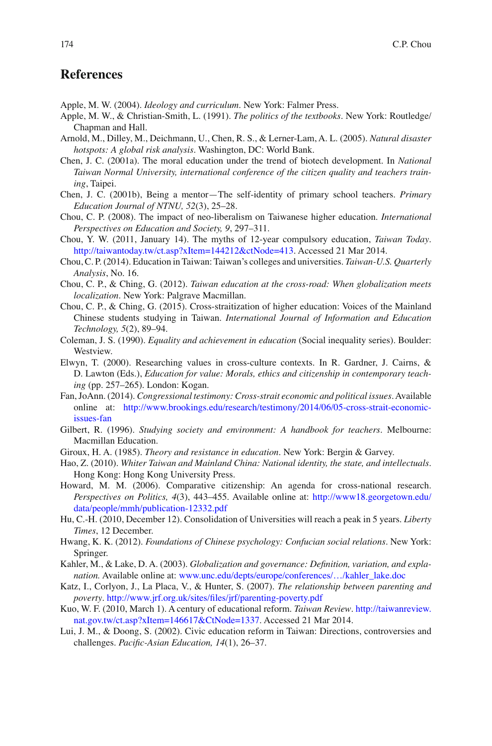## References

Apple, M. W. (2004). *Ideology and curriculum*. New York: Falmer Press.

Apple, M. W., & Christian-Smith, L. (1991). *The politics of the textbooks*. New York: Routledge/Chapman and Hall.

Arnold, M., Dilley, M., Deichmann, U., Chen, R. S., & Lerner-Lam, A. L. (2005). *Natural disaster hotspots: A global risk analysis*. Washington, DC: World Bank.

Chen, J. C. (2001a). The moral education under the trend of biotech development. In *National Taiwan Normal University, international conference of the citizen quality and teachers training*, Taipei.

Chen, J. C. (2001b), Being a mentor—The self-identity of primary school teachers. *Primary Education Journal of NTNU, 52*(3), 25–28.

Chou, C. P. (2008). The impact of neo-liberalism on Taiwanese higher education. *International Perspectives on Education and Society, 9*, 297–311.

Chou, Y. W. (2011, January 14). The myths of 12-year compulsory education, *Taiwan Today*. http://taiwantoday.tw/ct.asp?xItem=144212&ctNode=413. Accessed 21 Mar 2014.

Chou, C. P. (2014). Education in Taiwan: Taiwan's colleges and universities. *Taiwan-U.S. Quarterly Analysis*, No. 16.

Chou, C. P., & Ching, G. (2012). *Taiwan education at the cross-road: When globalization meets localization*. New York: Palgrave Macmillan.

Chou, C. P., & Ching, G. (2015). Cross-straitization of higher education: Voices of the Mainland Chinese students studying in Taiwan. *International Journal of Information and Education Technology, 5*(2), 89–94.

Coleman, J. S. (1990). *Equality and achievement in education* (Social inequality series). Boulder: Westview.

Elwyn, T. (2000). Researching values in cross-culture contexts. In R. Gardner, J. Cairns, & D. Lawton (Eds.), *Education for value: Morals, ethics and citizenship in contemporary teaching* (pp. 257–265). London: Kogan.

Fan, JoAnn. (2014). *Congressional testimony: Cross-strait economic and political issues*. Available online at: http://www.brookings.edu/research/testimony/2014/06/05-cross-strait-economic-issues-fan

Gilbert, R. (1996). *Studying society and environment: A handbook for teachers*. Melbourne: Macmillan Education.

Giroux, H. A. (1985). *Theory and resistance in education*. New York: Bergin & Garvey.

Hao, Z. (2010). *Whiter Taiwan and Mainland China: National identity, the state, and intellectuals*. Hong Kong: Hong Kong University Press.

Howard, M. M. (2006). Comparative citizenship: An agenda for cross-national research. *Perspectives on Politics, 4*(3), 443–455. Available online at: http://www18.georgetown.edu/data/people/mmh/publication-12332.pdf

Hu, C.-H. (2010, December 12). Consolidation of Universities will reach a peak in 5 years. *Liberty Times*, 12 December.

Hwang, K. K. (2012). *Foundations of Chinese psychology: Confucian social relations*. New York: Springer.

Kahler, M., & Lake, D. A. (2003). *Globalization and governance: Definition, variation, and explanation.* Available online at: www.unc.edu/depts/europe/conferences/…/kahler_lake.doc

Katz, I., Corlyon, J., La Placa, V., & Hunter, S. (2007). *The relationship between parenting and poverty*. http://www.jrf.org.uk/sites/files/jrf/parenting-poverty.pdf

Kuo, W. F. (2010, March 1). A century of educational reform. *Taiwan Review*. http://taiwanreview.nat.gov.tw/ct.asp?xItem=146617&CtNode=1337. Accessed 21 Mar 2014.

Lui, J. M., & Doong, S. (2002). Civic education reform in Taiwan: Directions, controversies and challenges. *Pacific-Asian Education, 14*(1), 26–37.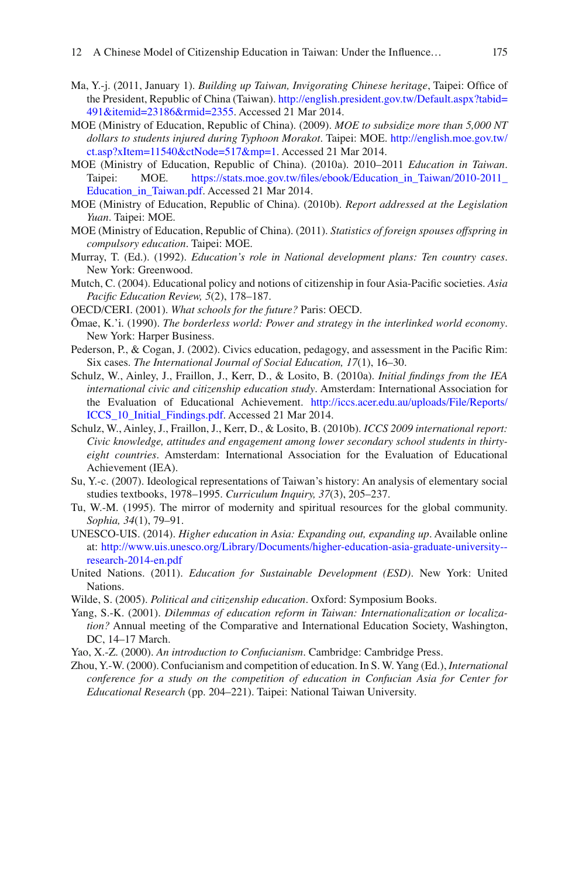Ma, Y.-j. (2011, January 1). *Building up Taiwan, Invigorating Chinese heritage*, Taipei: Office of the President, Republic of China (Taiwan). http://english.president.gov.tw/Default.aspx?tabid=491&itemid=23186&rmid=2355. Accessed 21 Mar 2014.

MOE (Ministry of Education, Republic of China). (2009). *MOE to subsidize more than 5,000 NT dollars to students injured during Typhoon Morakot*. Taipei: MOE. http://english.moe.gov.tw/ct.asp?xItem=11540&ctNode=517&mp=1. Accessed 21 Mar 2014.

MOE (Ministry of Education, Republic of China). (2010a). 2010–2011 *Education in Taiwan*. Taipei: MOE. https://stats.moe.gov.tw/files/ebook/Education_in_Taiwan/2010-2011_Education_in_Taiwan.pdf. Accessed 21 Mar 2014.

MOE (Ministry of Education, Republic of China). (2010b). *Report addressed at the Legislation Yuan*. Taipei: MOE.

MOE (Ministry of Education, Republic of China). (2011). *Statistics of foreign spouses offspring in compulsory education*. Taipei: MOE.

Murray, T. (Ed.). (1992). *Education's role in National development plans: Ten country cases*. New York: Greenwood.

Mutch, C. (2004). Educational policy and notions of citizenship in four Asia-Pacific societies. *Asia Pacific Education Review, 5*(2), 178–187.

OECD/CERI. (2001). *What schools for the future?* Paris: OECD.

Ōmae, K.'i. (1990). *The borderless world: Power and strategy in the interlinked world economy*. New York: Harper Business.

Pederson, P., & Cogan, J. (2002). Civics education, pedagogy, and assessment in the Pacific Rim: Six cases. *The International Journal of Social Education, 17*(1), 16–30.

Schulz, W., Ainley, J., Fraillon, J., Kerr, D., & Losito, B. (2010a). *Initial findings from the IEA international civic and citizenship education study*. Amsterdam: International Association for the Evaluation of Educational Achievement. http://iccs.acer.edu.au/uploads/File/Reports/ICCS_10_Initial_Findings.pdf. Accessed 21 Mar 2014.

Schulz, W., Ainley, J., Fraillon, J., Kerr, D., & Losito, B. (2010b). *ICCS 2009 international report: Civic knowledge, attitudes and engagement among lower secondary school students in thirty-eight countries*. Amsterdam: International Association for the Evaluation of Educational Achievement (IEA).

Su, Y.-c. (2007). Ideological representations of Taiwan's history: An analysis of elementary social studies textbooks, 1978–1995. *Curriculum Inquiry, 37*(3), 205–237.

Tu, W.-M. (1995). The mirror of modernity and spiritual resources for the global community. *Sophia, 34*(1), 79–91.

UNESCO-UIS. (2014). *Higher education in Asia: Expanding out, expanding up*. Available online at: http://www.uis.unesco.org/Library/Documents/higher-education-asia-graduate-university--research-2014-en.pdf

United Nations. (2011). *Education for Sustainable Development (ESD)*. New York: United Nations.

Wilde, S. (2005). *Political and citizenship education*. Oxford: Symposium Books.

Yang, S.-K. (2001). *Dilemmas of education reform in Taiwan: Internationalization or localization?* Annual meeting of the Comparative and International Education Society, Washington, DC, 14–17 March.

Yao, X.-Z. (2000). *An introduction to Confucianism*. Cambridge: Cambridge Press.

Zhou, Y.-W. (2000). Confucianism and competition of education. In S. W. Yang (Ed.), *International conference for a study on the competition of education in Confucian Asia for Center for Educational Research* (pp. 204–221). Taipei: National Taiwan University.